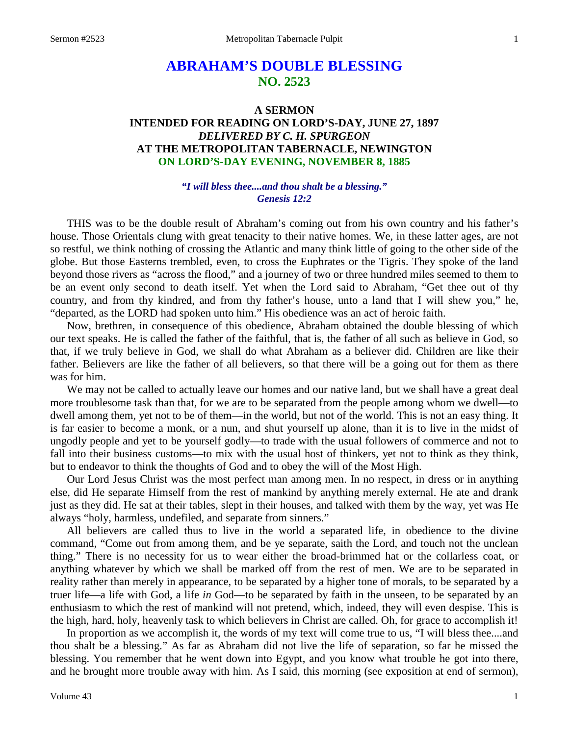# ABRAHAM'S DOUBLE BLESSING
## NO. 2523

### A SERMON
### INTENDED FOR READING ON LORD'S-DAY, JUNE 27, 1897
### *DELIVERED BY C. H. SPURGEON*
### AT THE METROPOLITAN TABERNACLE, NEWINGTON
### ON LORD'S-DAY EVENING, NOVEMBER 8, 1885

*"I will bless thee....and thou shalt be a blessing."*
*Genesis 12:2*

THIS was to be the double result of Abraham's coming out from his own country and his father's house. Those Orientals clung with great tenacity to their native homes. We, in these latter ages, are not so restful, we think nothing of crossing the Atlantic and many think little of going to the other side of the globe. But those Easterns trembled, even, to cross the Euphrates or the Tigris. They spoke of the land beyond those rivers as "across the flood," and a journey of two or three hundred miles seemed to them to be an event only second to death itself. Yet when the Lord said to Abraham, "Get thee out of thy country, and from thy kindred, and from thy father's house, unto a land that I will shew you," he, "departed, as the LORD had spoken unto him." His obedience was an act of heroic faith.

Now, brethren, in consequence of this obedience, Abraham obtained the double blessing of which our text speaks. He is called the father of the faithful, that is, the father of all such as believe in God, so that, if we truly believe in God, we shall do what Abraham as a believer did. Children are like their father. Believers are like the father of all believers, so that there will be a going out for them as there was for him.

We may not be called to actually leave our homes and our native land, but we shall have a great deal more troublesome task than that, for we are to be separated from the people among whom we dwell—to dwell among them, yet not to be of them—in the world, but not of the world. This is not an easy thing. It is far easier to become a monk, or a nun, and shut yourself up alone, than it is to live in the midst of ungodly people and yet to be yourself godly—to trade with the usual followers of commerce and not to fall into their business customs—to mix with the usual host of thinkers, yet not to think as they think, but to endeavor to think the thoughts of God and to obey the will of the Most High.

Our Lord Jesus Christ was the most perfect man among men. In no respect, in dress or in anything else, did He separate Himself from the rest of mankind by anything merely external. He ate and drank just as they did. He sat at their tables, slept in their houses, and talked with them by the way, yet was He always "holy, harmless, undefiled, and separate from sinners."

All believers are called thus to live in the world a separated life, in obedience to the divine command, "Come out from among them, and be ye separate, saith the Lord, and touch not the unclean thing." There is no necessity for us to wear either the broad-brimmed hat or the collarless coat, or anything whatever by which we shall be marked off from the rest of men. We are to be separated in reality rather than merely in appearance, to be separated by a higher tone of morals, to be separated by a truer life—a life with God, a life *in* God—to be separated by faith in the unseen, to be separated by an enthusiasm to which the rest of mankind will not pretend, which, indeed, they will even despise. This is the high, hard, holy, heavenly task to which believers in Christ are called. Oh, for grace to accomplish it!

In proportion as we accomplish it, the words of my text will come true to us, "I will bless thee....and thou shalt be a blessing." As far as Abraham did not live the life of separation, so far he missed the blessing. You remember that he went down into Egypt, and you know what trouble he got into there, and he brought more trouble away with him. As I said, this morning (see exposition at end of sermon),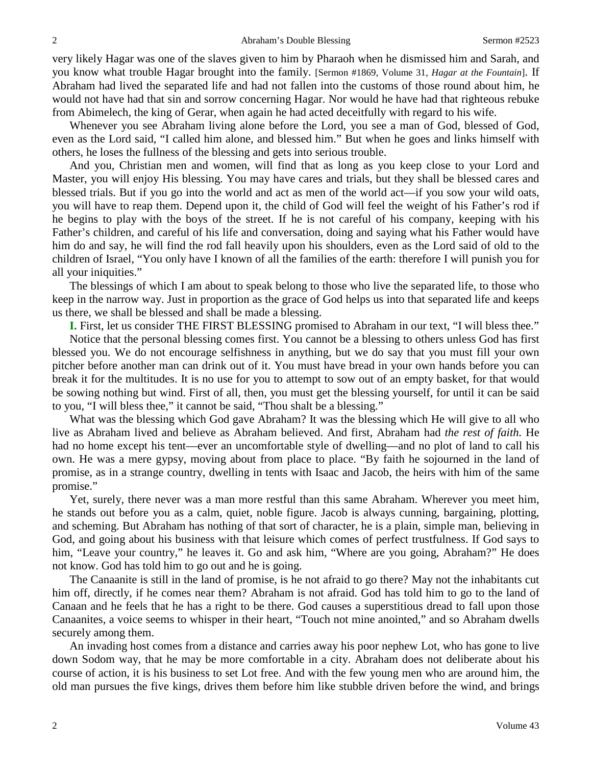very likely Hagar was one of the slaves given to him by Pharaoh when he dismissed him and Sarah, and you know what trouble Hagar brought into the family. [Sermon #1869, Volume 31, *Hagar at the Fountain*]. If Abraham had lived the separated life and had not fallen into the customs of those round about him, he would not have had that sin and sorrow concerning Hagar. Nor would he have had that righteous rebuke from Abimelech, the king of Gerar, when again he had acted deceitfully with regard to his wife.

Whenever you see Abraham living alone before the Lord, you see a man of God, blessed of God, even as the Lord said, "I called him alone, and blessed him." But when he goes and links himself with others, he loses the fullness of the blessing and gets into serious trouble.

And you, Christian men and women, will find that as long as you keep close to your Lord and Master, you will enjoy His blessing. You may have cares and trials, but they shall be blessed cares and blessed trials. But if you go into the world and act as men of the world act—if you sow your wild oats, you will have to reap them. Depend upon it, the child of God will feel the weight of his Father's rod if he begins to play with the boys of the street. If he is not careful of his company, keeping with his Father's children, and careful of his life and conversation, doing and saying what his Father would have him do and say, he will find the rod fall heavily upon his shoulders, even as the Lord said of old to the children of Israel, "You only have I known of all the families of the earth: therefore I will punish you for all your iniquities."

The blessings of which I am about to speak belong to those who live the separated life, to those who keep in the narrow way. Just in proportion as the grace of God helps us into that separated life and keeps us there, we shall be blessed and shall be made a blessing.

**I.** First, let us consider THE FIRST BLESSING promised to Abraham in our text, "I will bless thee."

Notice that the personal blessing comes first. You cannot be a blessing to others unless God has first blessed you. We do not encourage selfishness in anything, but we do say that you must fill your own pitcher before another man can drink out of it. You must have bread in your own hands before you can break it for the multitudes. It is no use for you to attempt to sow out of an empty basket, for that would be sowing nothing but wind. First of all, then, you must get the blessing yourself, for until it can be said to you, "I will bless thee," it cannot be said, "Thou shalt be a blessing."

What was the blessing which God gave Abraham? It was the blessing which He will give to all who live as Abraham lived and believe as Abraham believed. And first, Abraham had *the rest of faith.* He had no home except his tent—ever an uncomfortable style of dwelling—and no plot of land to call his own. He was a mere gypsy, moving about from place to place. "By faith he sojourned in the land of promise, as in a strange country, dwelling in tents with Isaac and Jacob, the heirs with him of the same promise."

Yet, surely, there never was a man more restful than this same Abraham. Wherever you meet him, he stands out before you as a calm, quiet, noble figure. Jacob is always cunning, bargaining, plotting, and scheming. But Abraham has nothing of that sort of character, he is a plain, simple man, believing in God, and going about his business with that leisure which comes of perfect trustfulness. If God says to him, "Leave your country," he leaves it. Go and ask him, "Where are you going, Abraham?" He does not know. God has told him to go out and he is going.

The Canaanite is still in the land of promise, is he not afraid to go there? May not the inhabitants cut him off, directly, if he comes near them? Abraham is not afraid. God has told him to go to the land of Canaan and he feels that he has a right to be there. God causes a superstitious dread to fall upon those Canaanites, a voice seems to whisper in their heart, "Touch not mine anointed," and so Abraham dwells securely among them.

An invading host comes from a distance and carries away his poor nephew Lot, who has gone to live down Sodom way, that he may be more comfortable in a city. Abraham does not deliberate about his course of action, it is his business to set Lot free. And with the few young men who are around him, the old man pursues the five kings, drives them before him like stubble driven before the wind, and brings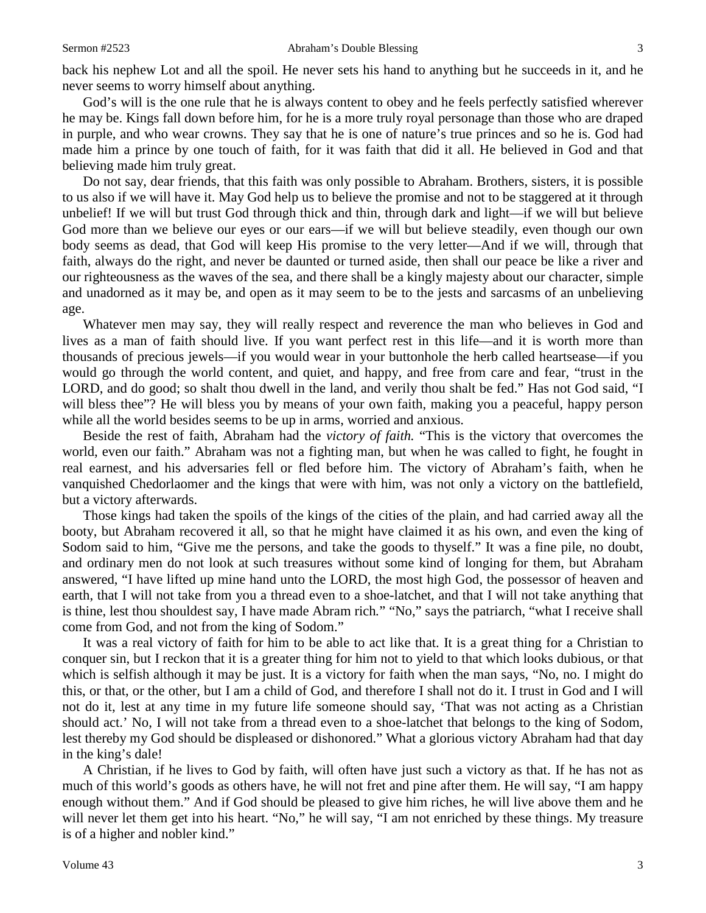back his nephew Lot and all the spoil. He never sets his hand to anything but he succeeds in it, and he never seems to worry himself about anything.

God's will is the one rule that he is always content to obey and he feels perfectly satisfied wherever he may be. Kings fall down before him, for he is a more truly royal personage than those who are draped in purple, and who wear crowns. They say that he is one of nature's true princes and so he is. God had made him a prince by one touch of faith, for it was faith that did it all. He believed in God and that believing made him truly great.

Do not say, dear friends, that this faith was only possible to Abraham. Brothers, sisters, it is possible to us also if we will have it. May God help us to believe the promise and not to be staggered at it through unbelief! If we will but trust God through thick and thin, through dark and light—if we will but believe God more than we believe our eyes or our ears—if we will but believe steadily, even though our own body seems as dead, that God will keep His promise to the very letter—And if we will, through that faith, always do the right, and never be daunted or turned aside, then shall our peace be like a river and our righteousness as the waves of the sea, and there shall be a kingly majesty about our character, simple and unadorned as it may be, and open as it may seem to be to the jests and sarcasms of an unbelieving age.

Whatever men may say, they will really respect and reverence the man who believes in God and lives as a man of faith should live. If you want perfect rest in this life—and it is worth more than thousands of precious jewels—if you would wear in your buttonhole the herb called heartsease—if you would go through the world content, and quiet, and happy, and free from care and fear, "trust in the LORD, and do good; so shalt thou dwell in the land, and verily thou shalt be fed." Has not God said, "I will bless thee"? He will bless you by means of your own faith, making you a peaceful, happy person while all the world besides seems to be up in arms, worried and anxious.

Beside the rest of faith, Abraham had the *victory of faith.* "This is the victory that overcomes the world, even our faith." Abraham was not a fighting man, but when he was called to fight, he fought in real earnest, and his adversaries fell or fled before him. The victory of Abraham's faith, when he vanquished Chedorlaomer and the kings that were with him, was not only a victory on the battlefield, but a victory afterwards.

Those kings had taken the spoils of the kings of the cities of the plain, and had carried away all the booty, but Abraham recovered it all, so that he might have claimed it as his own, and even the king of Sodom said to him, "Give me the persons, and take the goods to thyself." It was a fine pile, no doubt, and ordinary men do not look at such treasures without some kind of longing for them, but Abraham answered, "I have lifted up mine hand unto the LORD, the most high God, the possessor of heaven and earth, that I will not take from you a thread even to a shoe-latchet, and that I will not take anything that is thine, lest thou shouldest say, I have made Abram rich." "No," says the patriarch, "what I receive shall come from God, and not from the king of Sodom."

It was a real victory of faith for him to be able to act like that. It is a great thing for a Christian to conquer sin, but I reckon that it is a greater thing for him not to yield to that which looks dubious, or that which is selfish although it may be just. It is a victory for faith when the man says, "No, no. I might do this, or that, or the other, but I am a child of God, and therefore I shall not do it. I trust in God and I will not do it, lest at any time in my future life someone should say, 'That was not acting as a Christian should act.' No, I will not take from a thread even to a shoe-latchet that belongs to the king of Sodom, lest thereby my God should be displeased or dishonored." What a glorious victory Abraham had that day in the king's dale!

A Christian, if he lives to God by faith, will often have just such a victory as that. If he has not as much of this world's goods as others have, he will not fret and pine after them. He will say, "I am happy enough without them." And if God should be pleased to give him riches, he will live above them and he will never let them get into his heart. "No," he will say, "I am not enriched by these things. My treasure is of a higher and nobler kind."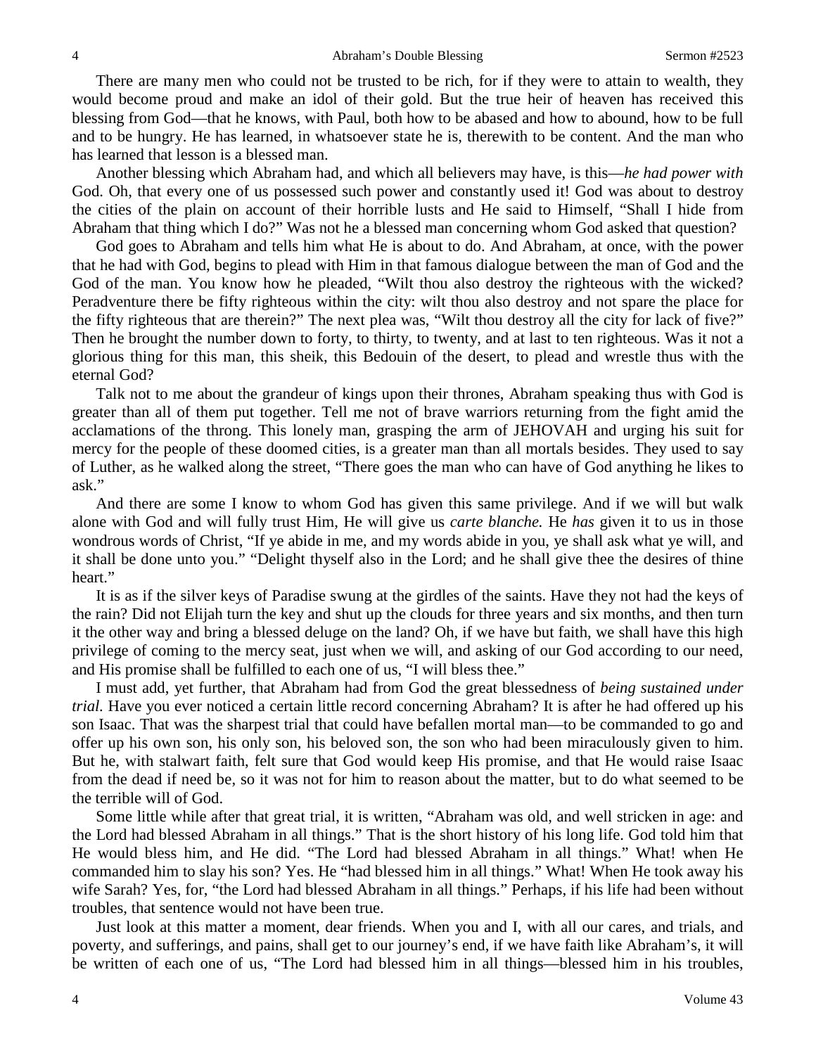There are many men who could not be trusted to be rich, for if they were to attain to wealth, they would become proud and make an idol of their gold. But the true heir of heaven has received this blessing from God—that he knows, with Paul, both how to be abased and how to abound, how to be full and to be hungry. He has learned, in whatsoever state he is, therewith to be content. And the man who has learned that lesson is a blessed man.

Another blessing which Abraham had, and which all believers may have, is this—*he had power with* God. Oh, that every one of us possessed such power and constantly used it! God was about to destroy the cities of the plain on account of their horrible lusts and He said to Himself, "Shall I hide from Abraham that thing which I do?" Was not he a blessed man concerning whom God asked that question?

God goes to Abraham and tells him what He is about to do. And Abraham, at once, with the power that he had with God, begins to plead with Him in that famous dialogue between the man of God and the God of the man. You know how he pleaded, "Wilt thou also destroy the righteous with the wicked? Peradventure there be fifty righteous within the city: wilt thou also destroy and not spare the place for the fifty righteous that are therein?" The next plea was, "Wilt thou destroy all the city for lack of five?" Then he brought the number down to forty, to thirty, to twenty, and at last to ten righteous. Was it not a glorious thing for this man, this sheik, this Bedouin of the desert, to plead and wrestle thus with the eternal God?

Talk not to me about the grandeur of kings upon their thrones, Abraham speaking thus with God is greater than all of them put together. Tell me not of brave warriors returning from the fight amid the acclamations of the throng. This lonely man, grasping the arm of JEHOVAH and urging his suit for mercy for the people of these doomed cities, is a greater man than all mortals besides. They used to say of Luther, as he walked along the street, "There goes the man who can have of God anything he likes to ask."

And there are some I know to whom God has given this same privilege. And if we will but walk alone with God and will fully trust Him, He will give us *carte blanche.* He *has* given it to us in those wondrous words of Christ, "If ye abide in me, and my words abide in you, ye shall ask what ye will, and it shall be done unto you." "Delight thyself also in the Lord; and he shall give thee the desires of thine heart."

It is as if the silver keys of Paradise swung at the girdles of the saints. Have they not had the keys of the rain? Did not Elijah turn the key and shut up the clouds for three years and six months, and then turn it the other way and bring a blessed deluge on the land? Oh, if we have but faith, we shall have this high privilege of coming to the mercy seat, just when we will, and asking of our God according to our need, and His promise shall be fulfilled to each one of us, "I will bless thee."

I must add, yet further, that Abraham had from God the great blessedness of *being sustained under trial.* Have you ever noticed a certain little record concerning Abraham? It is after he had offered up his son Isaac. That was the sharpest trial that could have befallen mortal man—to be commanded to go and offer up his own son, his only son, his beloved son, the son who had been miraculously given to him. But he, with stalwart faith, felt sure that God would keep His promise, and that He would raise Isaac from the dead if need be, so it was not for him to reason about the matter, but to do what seemed to be the terrible will of God.

Some little while after that great trial, it is written, "Abraham was old, and well stricken in age: and the Lord had blessed Abraham in all things." That is the short history of his long life. God told him that He would bless him, and He did. "The Lord had blessed Abraham in all things." What! when He commanded him to slay his son? Yes. He "had blessed him in all things." What! When He took away his wife Sarah? Yes, for, "the Lord had blessed Abraham in all things." Perhaps, if his life had been without troubles, that sentence would not have been true.

Just look at this matter a moment, dear friends. When you and I, with all our cares, and trials, and poverty, and sufferings, and pains, shall get to our journey's end, if we have faith like Abraham's, it will be written of each one of us, "The Lord had blessed him in all things—blessed him in his troubles,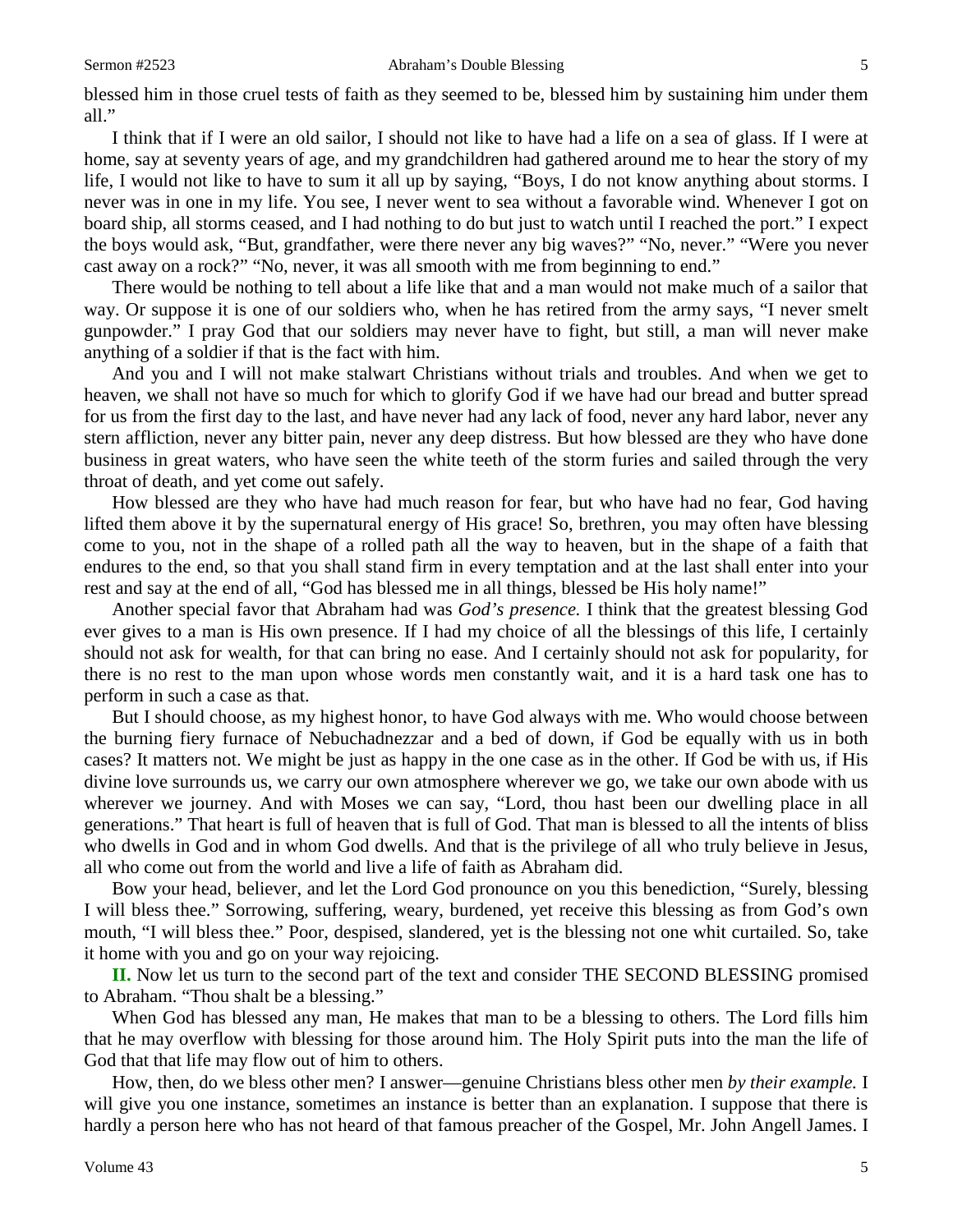blessed him in those cruel tests of faith as they seemed to be, blessed him by sustaining him under them all."

I think that if I were an old sailor, I should not like to have had a life on a sea of glass. If I were at home, say at seventy years of age, and my grandchildren had gathered around me to hear the story of my life, I would not like to have to sum it all up by saying, "Boys, I do not know anything about storms. I never was in one in my life. You see, I never went to sea without a favorable wind. Whenever I got on board ship, all storms ceased, and I had nothing to do but just to watch until I reached the port." I expect the boys would ask, "But, grandfather, were there never any big waves?" "No, never." "Were you never cast away on a rock?" "No, never, it was all smooth with me from beginning to end."

There would be nothing to tell about a life like that and a man would not make much of a sailor that way. Or suppose it is one of our soldiers who, when he has retired from the army says, "I never smelt gunpowder." I pray God that our soldiers may never have to fight, but still, a man will never make anything of a soldier if that is the fact with him.

And you and I will not make stalwart Christians without trials and troubles. And when we get to heaven, we shall not have so much for which to glorify God if we have had our bread and butter spread for us from the first day to the last, and have never had any lack of food, never any hard labor, never any stern affliction, never any bitter pain, never any deep distress. But how blessed are they who have done business in great waters, who have seen the white teeth of the storm furies and sailed through the very throat of death, and yet come out safely.

How blessed are they who have had much reason for fear, but who have had no fear, God having lifted them above it by the supernatural energy of His grace! So, brethren, you may often have blessing come to you, not in the shape of a rolled path all the way to heaven, but in the shape of a faith that endures to the end, so that you shall stand firm in every temptation and at the last shall enter into your rest and say at the end of all, "God has blessed me in all things, blessed be His holy name!"

Another special favor that Abraham had was *God's presence.* I think that the greatest blessing God ever gives to a man is His own presence. If I had my choice of all the blessings of this life, I certainly should not ask for wealth, for that can bring no ease. And I certainly should not ask for popularity, for there is no rest to the man upon whose words men constantly wait, and it is a hard task one has to perform in such a case as that.

But I should choose, as my highest honor, to have God always with me. Who would choose between the burning fiery furnace of Nebuchadnezzar and a bed of down, if God be equally with us in both cases? It matters not. We might be just as happy in the one case as in the other. If God be with us, if His divine love surrounds us, we carry our own atmosphere wherever we go, we take our own abode with us wherever we journey. And with Moses we can say, "Lord, thou hast been our dwelling place in all generations." That heart is full of heaven that is full of God. That man is blessed to all the intents of bliss who dwells in God and in whom God dwells. And that is the privilege of all who truly believe in Jesus, all who come out from the world and live a life of faith as Abraham did.

Bow your head, believer, and let the Lord God pronounce on you this benediction, "Surely, blessing I will bless thee." Sorrowing, suffering, weary, burdened, yet receive this blessing as from God's own mouth, "I will bless thee." Poor, despised, slandered, yet is the blessing not one whit curtailed. So, take it home with you and go on your way rejoicing.

**II.** Now let us turn to the second part of the text and consider THE SECOND BLESSING promised to Abraham. "Thou shalt be a blessing."

When God has blessed any man, He makes that man to be a blessing to others. The Lord fills him that he may overflow with blessing for those around him. The Holy Spirit puts into the man the life of God that that life may flow out of him to others.

How, then, do we bless other men? I answer—genuine Christians bless other men *by their example.* I will give you one instance, sometimes an instance is better than an explanation. I suppose that there is hardly a person here who has not heard of that famous preacher of the Gospel, Mr. John Angell James. I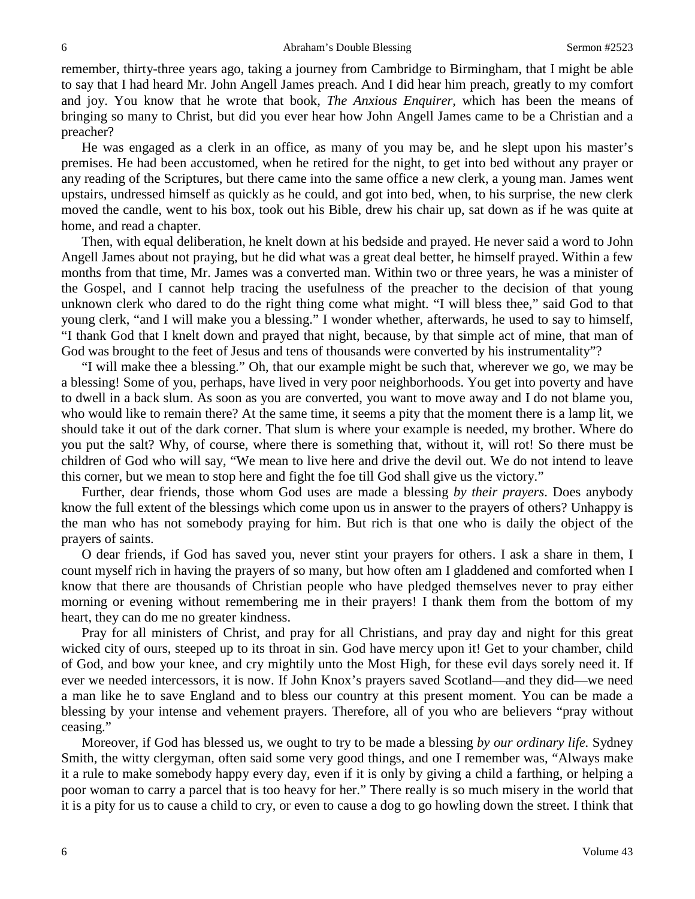remember, thirty-three years ago, taking a journey from Cambridge to Birmingham, that I might be able to say that I had heard Mr. John Angell James preach. And I did hear him preach, greatly to my comfort and joy. You know that he wrote that book, *The Anxious Enquirer,* which has been the means of bringing so many to Christ, but did you ever hear how John Angell James came to be a Christian and a preacher?

He was engaged as a clerk in an office, as many of you may be, and he slept upon his master's premises. He had been accustomed, when he retired for the night, to get into bed without any prayer or any reading of the Scriptures, but there came into the same office a new clerk, a young man. James went upstairs, undressed himself as quickly as he could, and got into bed, when, to his surprise, the new clerk moved the candle, went to his box, took out his Bible, drew his chair up, sat down as if he was quite at home, and read a chapter.

Then, with equal deliberation, he knelt down at his bedside and prayed. He never said a word to John Angell James about not praying, but he did what was a great deal better, he himself prayed. Within a few months from that time, Mr. James was a converted man. Within two or three years, he was a minister of the Gospel, and I cannot help tracing the usefulness of the preacher to the decision of that young unknown clerk who dared to do the right thing come what might. "I will bless thee," said God to that young clerk, "and I will make you a blessing." I wonder whether, afterwards, he used to say to himself, "I thank God that I knelt down and prayed that night, because, by that simple act of mine, that man of God was brought to the feet of Jesus and tens of thousands were converted by his instrumentality"?

"I will make thee a blessing." Oh, that our example might be such that, wherever we go, we may be a blessing! Some of you, perhaps, have lived in very poor neighborhoods. You get into poverty and have to dwell in a back slum. As soon as you are converted, you want to move away and I do not blame you, who would like to remain there? At the same time, it seems a pity that the moment there is a lamp lit, we should take it out of the dark corner. That slum is where your example is needed, my brother. Where do you put the salt? Why, of course, where there is something that, without it, will rot! So there must be children of God who will say, "We mean to live here and drive the devil out. We do not intend to leave this corner, but we mean to stop here and fight the foe till God shall give us the victory."

Further, dear friends, those whom God uses are made a blessing *by their prayers*. Does anybody know the full extent of the blessings which come upon us in answer to the prayers of others? Unhappy is the man who has not somebody praying for him. But rich is that one who is daily the object of the prayers of saints.

O dear friends, if God has saved you, never stint your prayers for others. I ask a share in them, I count myself rich in having the prayers of so many, but how often am I gladdened and comforted when I know that there are thousands of Christian people who have pledged themselves never to pray either morning or evening without remembering me in their prayers! I thank them from the bottom of my heart, they can do me no greater kindness.

Pray for all ministers of Christ, and pray for all Christians, and pray day and night for this great wicked city of ours, steeped up to its throat in sin. God have mercy upon it! Get to your chamber, child of God, and bow your knee, and cry mightily unto the Most High, for these evil days sorely need it. If ever we needed intercessors, it is now. If John Knox's prayers saved Scotland—and they did—we need a man like he to save England and to bless our country at this present moment. You can be made a blessing by your intense and vehement prayers. Therefore, all of you who are believers "pray without ceasing."

Moreover, if God has blessed us, we ought to try to be made a blessing *by our ordinary life.* Sydney Smith, the witty clergyman, often said some very good things, and one I remember was, "Always make it a rule to make somebody happy every day, even if it is only by giving a child a farthing, or helping a poor woman to carry a parcel that is too heavy for her." There really is so much misery in the world that it is a pity for us to cause a child to cry, or even to cause a dog to go howling down the street. I think that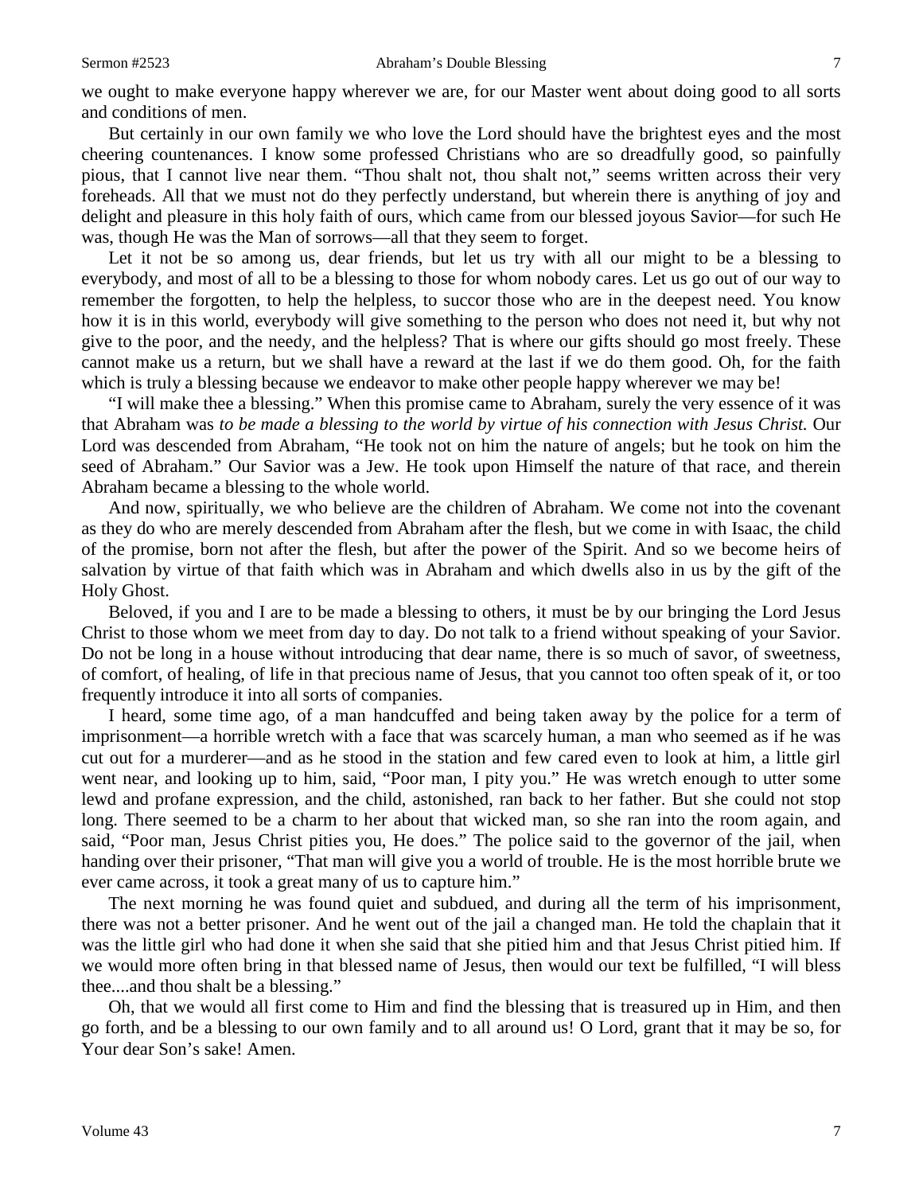we ought to make everyone happy wherever we are, for our Master went about doing good to all sorts and conditions of men.

But certainly in our own family we who love the Lord should have the brightest eyes and the most cheering countenances. I know some professed Christians who are so dreadfully good, so painfully pious, that I cannot live near them. "Thou shalt not, thou shalt not," seems written across their very foreheads. All that we must not do they perfectly understand, but wherein there is anything of joy and delight and pleasure in this holy faith of ours, which came from our blessed joyous Savior—for such He was, though He was the Man of sorrows—all that they seem to forget.

Let it not be so among us, dear friends, but let us try with all our might to be a blessing to everybody, and most of all to be a blessing to those for whom nobody cares. Let us go out of our way to remember the forgotten, to help the helpless, to succor those who are in the deepest need. You know how it is in this world, everybody will give something to the person who does not need it, but why not give to the poor, and the needy, and the helpless? That is where our gifts should go most freely. These cannot make us a return, but we shall have a reward at the last if we do them good. Oh, for the faith which is truly a blessing because we endeavor to make other people happy wherever we may be!

"I will make thee a blessing." When this promise came to Abraham, surely the very essence of it was that Abraham was *to be made a blessing to the world by virtue of his connection with Jesus Christ.* Our Lord was descended from Abraham, "He took not on him the nature of angels; but he took on him the seed of Abraham." Our Savior was a Jew. He took upon Himself the nature of that race, and therein Abraham became a blessing to the whole world.

And now, spiritually, we who believe are the children of Abraham. We come not into the covenant as they do who are merely descended from Abraham after the flesh, but we come in with Isaac, the child of the promise, born not after the flesh, but after the power of the Spirit. And so we become heirs of salvation by virtue of that faith which was in Abraham and which dwells also in us by the gift of the Holy Ghost.

Beloved, if you and I are to be made a blessing to others, it must be by our bringing the Lord Jesus Christ to those whom we meet from day to day. Do not talk to a friend without speaking of your Savior. Do not be long in a house without introducing that dear name, there is so much of savor, of sweetness, of comfort, of healing, of life in that precious name of Jesus, that you cannot too often speak of it, or too frequently introduce it into all sorts of companies.

I heard, some time ago, of a man handcuffed and being taken away by the police for a term of imprisonment—a horrible wretch with a face that was scarcely human, a man who seemed as if he was cut out for a murderer—and as he stood in the station and few cared even to look at him, a little girl went near, and looking up to him, said, "Poor man, I pity you." He was wretch enough to utter some lewd and profane expression, and the child, astonished, ran back to her father. But she could not stop long. There seemed to be a charm to her about that wicked man, so she ran into the room again, and said, "Poor man, Jesus Christ pities you, He does." The police said to the governor of the jail, when handing over their prisoner, "That man will give you a world of trouble. He is the most horrible brute we ever came across, it took a great many of us to capture him."

The next morning he was found quiet and subdued, and during all the term of his imprisonment, there was not a better prisoner. And he went out of the jail a changed man. He told the chaplain that it was the little girl who had done it when she said that she pitied him and that Jesus Christ pitied him. If we would more often bring in that blessed name of Jesus, then would our text be fulfilled, "I will bless thee....and thou shalt be a blessing."

Oh, that we would all first come to Him and find the blessing that is treasured up in Him, and then go forth, and be a blessing to our own family and to all around us! O Lord, grant that it may be so, for Your dear Son's sake! Amen.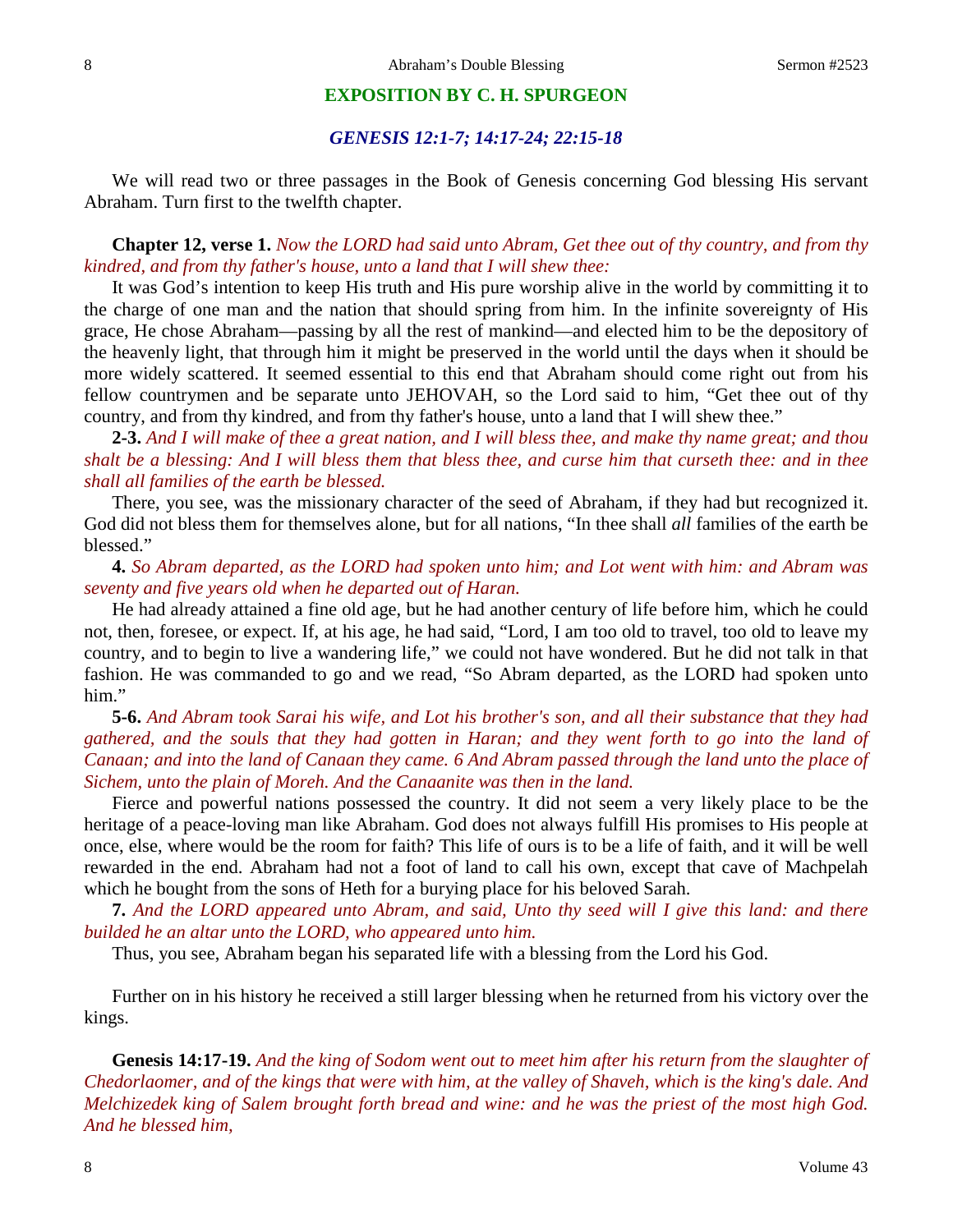## EXPOSITION BY C. H. SPURGEON

### *GENESIS 12:1-7; 14:17-24; 22:15-18*

We will read two or three passages in the Book of Genesis concerning God blessing His servant Abraham. Turn first to the twelfth chapter.

**Chapter 12, verse 1.** *Now the LORD had said unto Abram, Get thee out of thy country, and from thy kindred, and from thy father's house, unto a land that I will shew thee:*

It was God's intention to keep His truth and His pure worship alive in the world by committing it to the charge of one man and the nation that should spring from him. In the infinite sovereignty of His grace, He chose Abraham—passing by all the rest of mankind—and elected him to be the depository of the heavenly light, that through him it might be preserved in the world until the days when it should be more widely scattered. It seemed essential to this end that Abraham should come right out from his fellow countrymen and be separate unto JEHOVAH, so the Lord said to him, "Get thee out of thy country, and from thy kindred, and from thy father's house, unto a land that I will shew thee."

**2-3.** *And I will make of thee a great nation, and I will bless thee, and make thy name great; and thou shalt be a blessing: And I will bless them that bless thee, and curse him that curseth thee: and in thee shall all families of the earth be blessed.*

There, you see, was the missionary character of the seed of Abraham, if they had but recognized it. God did not bless them for themselves alone, but for all nations, "In thee shall *all* families of the earth be blessed."

**4.** *So Abram departed, as the LORD had spoken unto him; and Lot went with him: and Abram was seventy and five years old when he departed out of Haran.*

He had already attained a fine old age, but he had another century of life before him, which he could not, then, foresee, or expect. If, at his age, he had said, "Lord, I am too old to travel, too old to leave my country, and to begin to live a wandering life," we could not have wondered. But he did not talk in that fashion. He was commanded to go and we read, "So Abram departed, as the LORD had spoken unto him."

**5-6.** *And Abram took Sarai his wife, and Lot his brother's son, and all their substance that they had gathered, and the souls that they had gotten in Haran; and they went forth to go into the land of Canaan; and into the land of Canaan they came. 6 And Abram passed through the land unto the place of Sichem, unto the plain of Moreh. And the Canaanite was then in the land.*

Fierce and powerful nations possessed the country. It did not seem a very likely place to be the heritage of a peace-loving man like Abraham. God does not always fulfill His promises to His people at once, else, where would be the room for faith? This life of ours is to be a life of faith, and it will be well rewarded in the end. Abraham had not a foot of land to call his own, except that cave of Machpelah which he bought from the sons of Heth for a burying place for his beloved Sarah.

**7.** *And the LORD appeared unto Abram, and said, Unto thy seed will I give this land: and there builded he an altar unto the LORD, who appeared unto him.*

Thus, you see, Abraham began his separated life with a blessing from the Lord his God.

Further on in his history he received a still larger blessing when he returned from his victory over the kings.

**Genesis 14:17-19.** *And the king of Sodom went out to meet him after his return from the slaughter of Chedorlaomer, and of the kings that were with him, at the valley of Shaveh, which is the king's dale. And Melchizedek king of Salem brought forth bread and wine: and he was the priest of the most high God. And he blessed him,*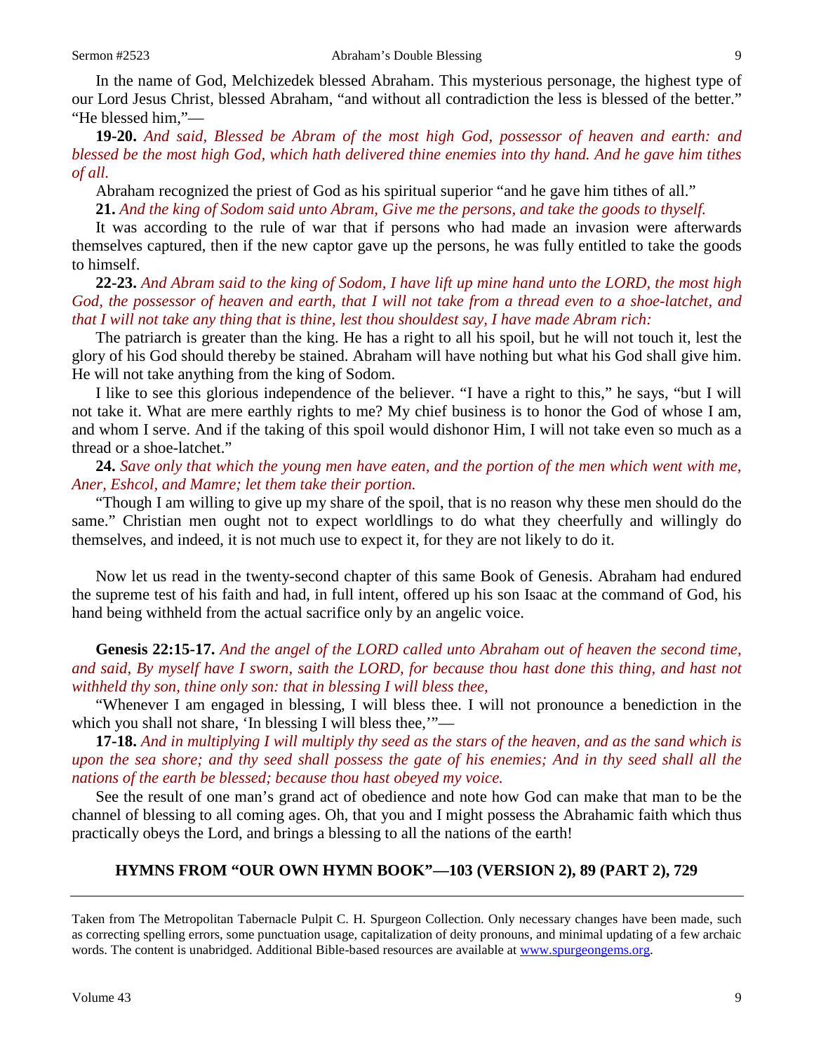In the name of God, Melchizedek blessed Abraham. This mysterious personage, the highest type of our Lord Jesus Christ, blessed Abraham, "and without all contradiction the less is blessed of the better." "He blessed him,"—

**19-20.** *And said, Blessed be Abram of the most high God, possessor of heaven and earth: and blessed be the most high God, which hath delivered thine enemies into thy hand. And he gave him tithes of all.*

Abraham recognized the priest of God as his spiritual superior "and he gave him tithes of all."

**21.** *And the king of Sodom said unto Abram, Give me the persons, and take the goods to thyself.*

It was according to the rule of war that if persons who had made an invasion were afterwards themselves captured, then if the new captor gave up the persons, he was fully entitled to take the goods to himself.

**22-23.** *And Abram said to the king of Sodom, I have lift up mine hand unto the LORD, the most high God, the possessor of heaven and earth, that I will not take from a thread even to a shoe-latchet, and that I will not take any thing that is thine, lest thou shouldest say, I have made Abram rich:*

The patriarch is greater than the king. He has a right to all his spoil, but he will not touch it, lest the glory of his God should thereby be stained. Abraham will have nothing but what his God shall give him. He will not take anything from the king of Sodom.

I like to see this glorious independence of the believer. "I have a right to this," he says, "but I will not take it. What are mere earthly rights to me? My chief business is to honor the God of whose I am, and whom I serve. And if the taking of this spoil would dishonor Him, I will not take even so much as a thread or a shoe-latchet."

**24.** *Save only that which the young men have eaten, and the portion of the men which went with me, Aner, Eshcol, and Mamre; let them take their portion.*

"Though I am willing to give up my share of the spoil, that is no reason why these men should do the same." Christian men ought not to expect worldlings to do what they cheerfully and willingly do themselves, and indeed, it is not much use to expect it, for they are not likely to do it.

Now let us read in the twenty-second chapter of this same Book of Genesis. Abraham had endured the supreme test of his faith and had, in full intent, offered up his son Isaac at the command of God, his hand being withheld from the actual sacrifice only by an angelic voice.

**Genesis 22:15-17.** *And the angel of the LORD called unto Abraham out of heaven the second time, and said, By myself have I sworn, saith the LORD, for because thou hast done this thing, and hast not withheld thy son, thine only son: that in blessing I will bless thee,*

"Whenever I am engaged in blessing, I will bless thee. I will not pronounce a benediction in the which you shall not share, 'In blessing I will bless thee,'"—

**17-18.** *And in multiplying I will multiply thy seed as the stars of the heaven, and as the sand which is upon the sea shore; and thy seed shall possess the gate of his enemies; And in thy seed shall all the nations of the earth be blessed; because thou hast obeyed my voice.*

See the result of one man's grand act of obedience and note how God can make that man to be the channel of blessing to all coming ages. Oh, that you and I might possess the Abrahamic faith which thus practically obeys the Lord, and brings a blessing to all the nations of the earth!

**HYMNS FROM "OUR OWN HYMN BOOK"—103 (VERSION 2), 89 (PART 2), 729**

---

Taken from The Metropolitan Tabernacle Pulpit C. H. Spurgeon Collection. Only necessary changes have been made, such as correcting spelling errors, some punctuation usage, capitalization of deity pronouns, and minimal updating of a few archaic words. The content is unabridged. Additional Bible-based resources are available at www.spurgeongems.org.